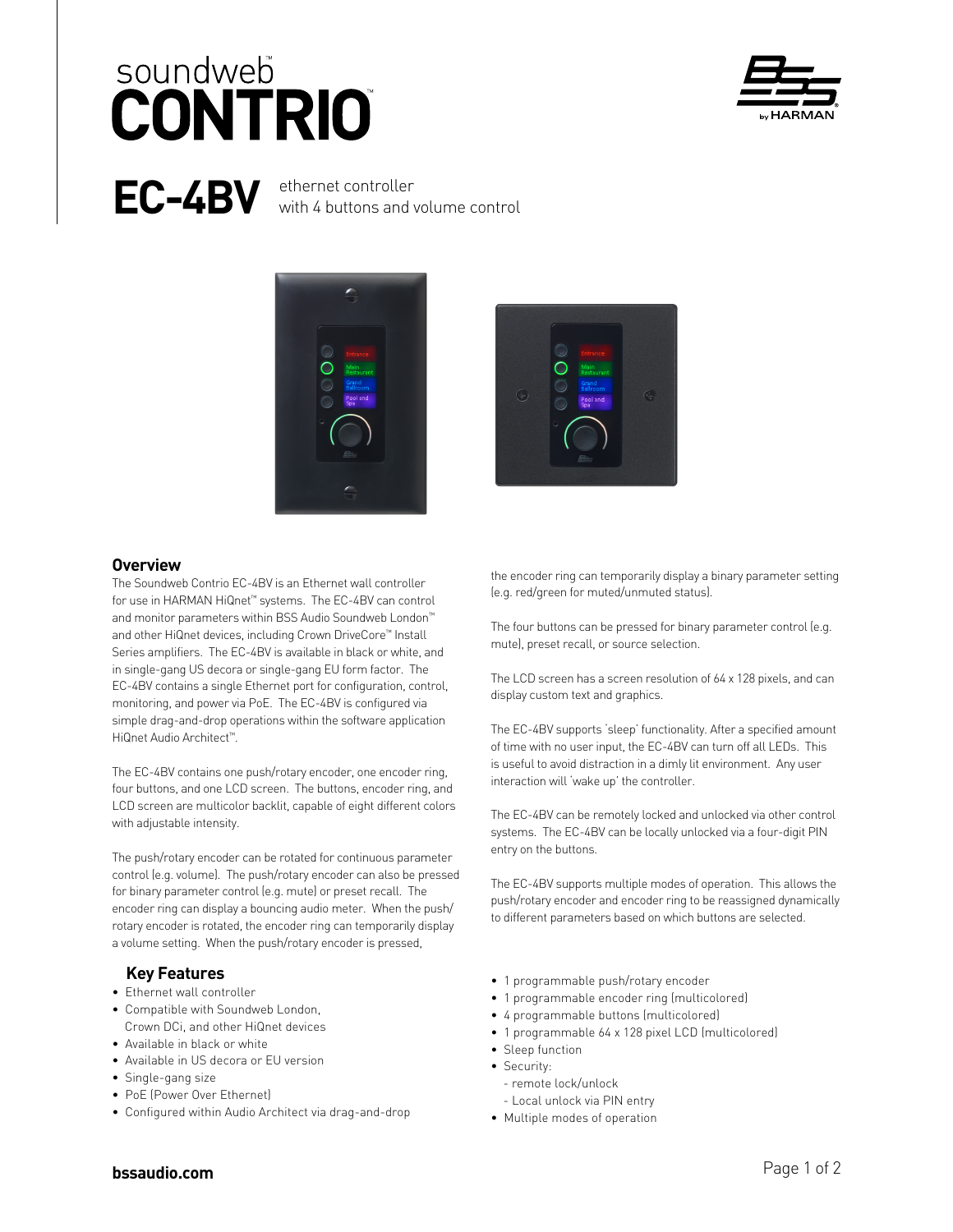# soundweb™ CONTRIO™

# EC-4BV

ethernet controller
with 4 buttons and volume control

## Overview

The Soundweb Contrio EC-4BV is an Ethernet wall controller for use in HARMAN HiQnet™ systems. The EC-4BV can control and monitor parameters within BSS Audio Soundweb London™ and other HiQnet devices, including Crown DriveCore™ Install Series amplifiers. The EC-4BV is available in black or white, and in single-gang US decora or single-gang EU form factor. The EC-4BV contains a single Ethernet port for configuration, control, monitoring, and power via PoE. The EC-4BV is configured via simple drag-and-drop operations within the software application HiQnet Audio Architect™.

The EC-4BV contains one push/rotary encoder, one encoder ring, four buttons, and one LCD screen. The buttons, encoder ring, and LCD screen are multicolor backlit, capable of eight different colors with adjustable intensity.

The push/rotary encoder can be rotated for continuous parameter control (e.g. volume). The push/rotary encoder can also be pressed for binary parameter control (e.g. mute) or preset recall. The encoder ring can display a bouncing audio meter. When the push/rotary encoder is rotated, the encoder ring can temporarily display a volume setting. When the push/rotary encoder is pressed, the encoder ring can temporarily display a binary parameter setting (e.g. red/green for muted/unmuted status).

The four buttons can be pressed for binary parameter control (e.g. mute), preset recall, or source selection.

The LCD screen has a screen resolution of 64 x 128 pixels, and can display custom text and graphics.

The EC-4BV supports 'sleep' functionality. After a specified amount of time with no user input, the EC-4BV can turn off all LEDs. This is useful to avoid distraction in a dimly lit environment. Any user interaction will 'wake up' the controller.

The EC-4BV can be remotely locked and unlocked via other control systems. The EC-4BV can be locally unlocked via a four-digit PIN entry on the buttons.

The EC-4BV supports multiple modes of operation. This allows the push/rotary encoder and encoder ring to be reassigned dynamically to different parameters based on which buttons are selected.

## Key Features

- Ethernet wall controller
- Compatible with Soundweb London, Crown DCi, and other HiQnet devices
- Available in black or white
- Available in US decora or EU version
- Single-gang size
- PoE (Power Over Ethernet)
- Configured within Audio Architect via drag-and-drop
- 1 programmable push/rotary encoder
- 1 programmable encoder ring (multicolored)
- 4 programmable buttons (multicolored)
- 1 programmable 64 x 128 pixel LCD (multicolored)
- Sleep function
- Security:
  - remote lock/unlock
  - Local unlock via PIN entry
- Multiple modes of operation

bssaudio.com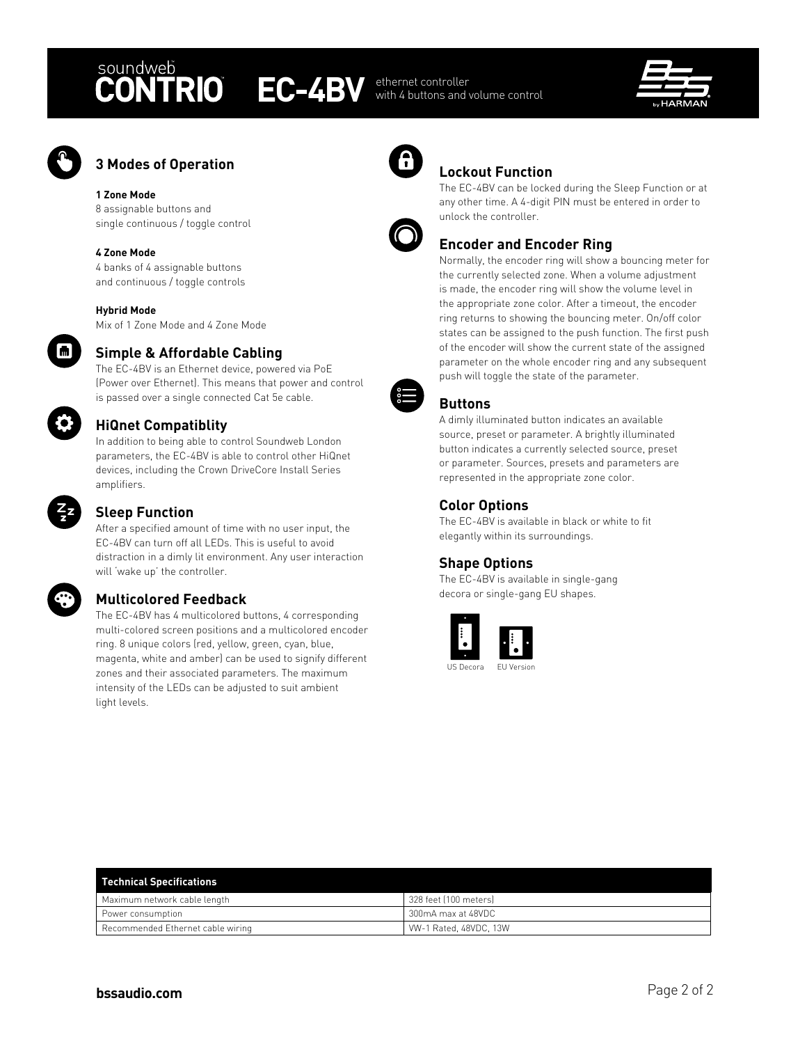# soundweb CONTRIO EC-4BV

ethernet controller with 4 buttons and volume control

## 3 Modes of Operation

**1 Zone Mode**
8 assignable buttons and single continuous / toggle control

**4 Zone Mode**
4 banks of 4 assignable buttons and continuous / toggle controls

**Hybrid Mode**
Mix of 1 Zone Mode and 4 Zone Mode

## Simple & Affordable Cabling

The EC-4BV is an Ethernet device, powered via PoE (Power over Ethernet). This means that power and control is passed over a single connected Cat 5e cable.

## HiQnet Compatiblity

In addition to being able to control Soundweb London parameters, the EC-4BV is able to control other HiQnet devices, including the Crown DriveCore Install Series amplifiers.

## Sleep Function

After a specified amount of time with no user input, the EC-4BV can turn off all LEDs. This is useful to avoid distraction in a dimly lit environment. Any user interaction will 'wake up' the controller.

## Multicolored Feedback

The EC-4BV has 4 multicolored buttons, 4 corresponding multi-colored screen positions and a multicolored encoder ring. 8 unique colors (red, yellow, green, cyan, blue, magenta, white and amber) can be used to signify different zones and their associated parameters. The maximum intensity of the LEDs can be adjusted to suit ambient light levels.

## Lockout Function

The EC-4BV can be locked during the Sleep Function or at any other time. A 4-digit PIN must be entered in order to unlock the controller.

## Encoder and Encoder Ring

Normally, the encoder ring will show a bouncing meter for the currently selected zone. When a volume adjustment is made, the encoder ring will show the volume level in the appropriate zone color. After a timeout, the encoder ring returns to showing the bouncing meter. On/off color states can be assigned to the push function. The first push of the encoder will show the current state of the assigned parameter on the whole encoder ring and any subsequent push will toggle the state of the parameter.

## Buttons

A dimly illuminated button indicates an available source, preset or parameter. A brightly illuminated button indicates a currently selected source, preset or parameter. Sources, presets and parameters are represented in the appropriate zone color.

## Color Options

The EC-4BV is available in black or white to fit elegantly within its surroundings.

## Shape Options

The EC-4BV is available in single-gang decora or single-gang EU shapes.

US Decora

EU Version

| Technical Specifications | |
|---|---|
| Maximum network cable length | 328 feet (100 meters) |
| Power consumption | 300mA max at 48VDC |
| Recommended Ethernet cable wiring | VW-1 Rated, 48VDC, 13W |

**bssaudio.com**